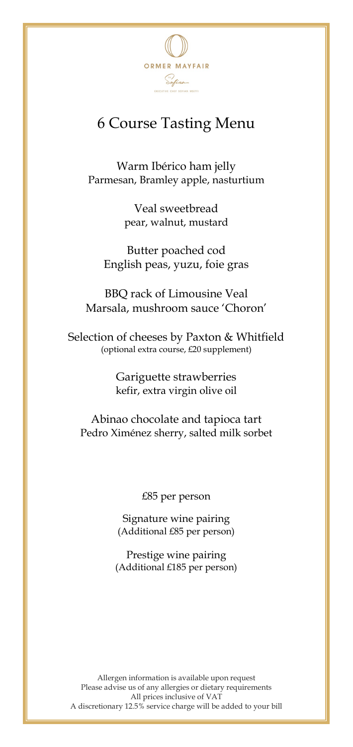ORMER MAYFAIR

Sofian

EXECUTIVE CHEF SOFIAN MSETFI

# 6 Course Tasting Menu

Warm Ibérico ham jelly
Parmesan, Bramley apple, nasturtium

Veal sweetbread
pear, walnut, mustard

Butter poached cod
English peas, yuzu, foie gras

BBQ rack of Limousine Veal
Marsala, mushroom sauce 'Choron'

Selection of cheeses by Paxton & Whitfield
(optional extra course, £20 supplement)

Gariguette strawberries
kefir, extra virgin olive oil

Abinao chocolate and tapioca tart
Pedro Ximénez sherry, salted milk sorbet

£85 per person

Signature wine pairing
(Additional £85 per person)

Prestige wine pairing
(Additional £185 per person)

Allergen information is available upon request
Please advise us of any allergies or dietary requirements
All prices inclusive of VAT
A discretionary 12.5% service charge will be added to your bill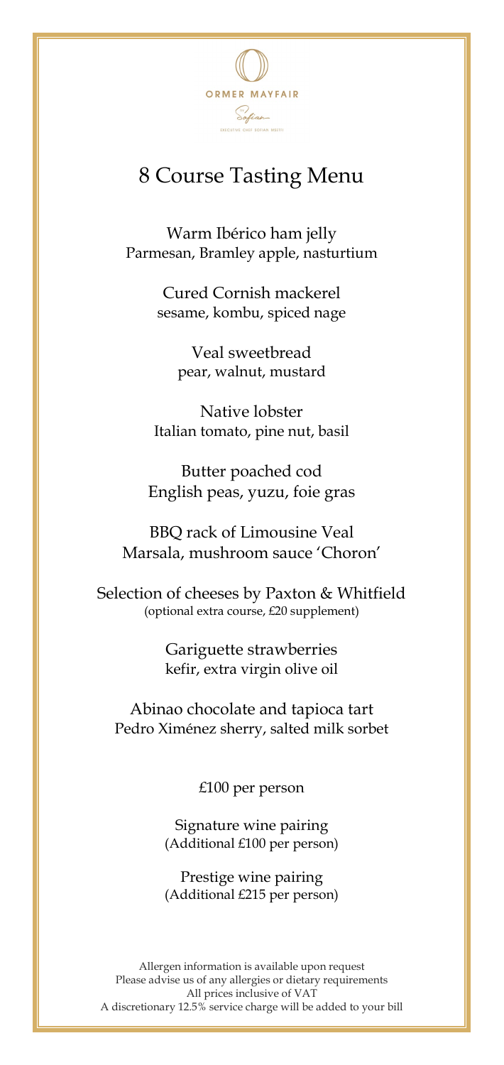ORMER MAYFAIR

Sofian

EXECUTIVE CHEF SOFIAN MSETTI

# 8 Course Tasting Menu

Warm Ibérico ham jelly
Parmesan, Bramley apple, nasturtium

Cured Cornish mackerel
sesame, kombu, spiced nage

Veal sweetbread
pear, walnut, mustard

Native lobster
Italian tomato, pine nut, basil

Butter poached cod
English peas, yuzu, foie gras

BBQ rack of Limousine Veal
Marsala, mushroom sauce 'Choron'

Selection of cheeses by Paxton & Whitfield
(optional extra course, £20 supplement)

Gariguette strawberries
kefir, extra virgin olive oil

Abinao chocolate and tapioca tart
Pedro Ximénez sherry, salted milk sorbet

£100 per person

Signature wine pairing
(Additional £100 per person)

Prestige wine pairing
(Additional £215 per person)

Allergen information is available upon request
Please advise us of any allergies or dietary requirements
All prices inclusive of VAT
A discretionary 12.5% service charge will be added to your bill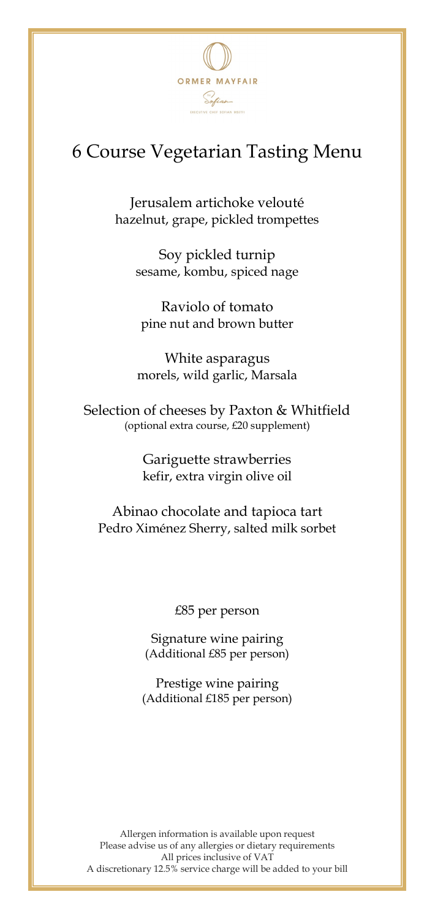ORMER MAYFAIR

Sofian

EXECUTIVE CHEF SOFIAN MSETFI

# 6 Course Vegetarian Tasting Menu

Jerusalem artichoke velouté
hazelnut, grape, pickled trompettes

Soy pickled turnip
sesame, kombu, spiced nage

Raviolo of tomato
pine nut and brown butter

White asparagus
morels, wild garlic, Marsala

Selection of cheeses by Paxton & Whitfield
(optional extra course, £20 supplement)

Gariguette strawberries
kefir, extra virgin olive oil

Abinao chocolate and tapioca tart
Pedro Ximénez Sherry, salted milk sorbet

£85 per person

Signature wine pairing
(Additional £85 per person)

Prestige wine pairing
(Additional £185 per person)

Allergen information is available upon request
Please advise us of any allergies or dietary requirements
All prices inclusive of VAT
A discretionary 12.5% service charge will be added to your bill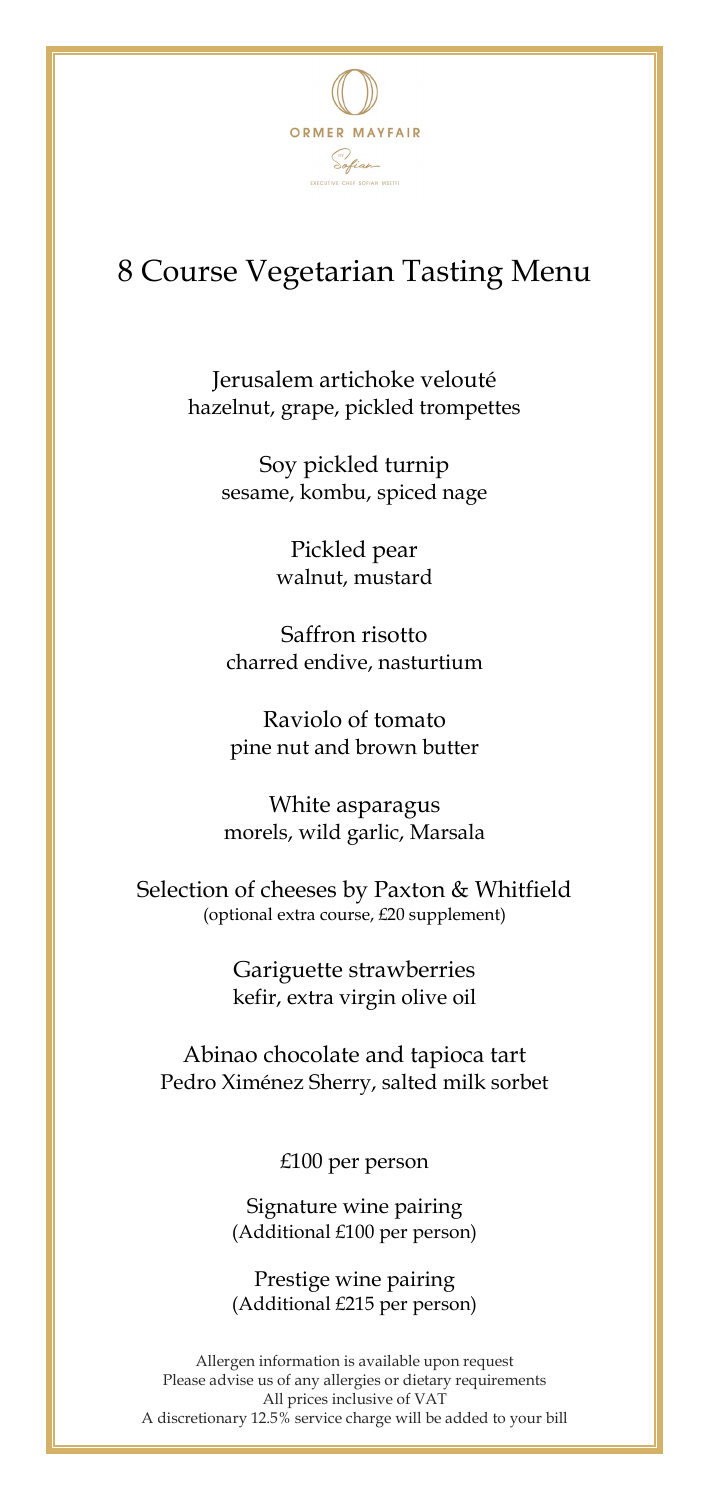ORMER MAYFAIR

Sofian

EXECUTIVE CHEF SOFIAN MSETFI

# 8 Course Vegetarian Tasting Menu

Jerusalem artichoke velouté
hazelnut, grape, pickled trompettes

Soy pickled turnip
sesame, kombu, spiced nage

Pickled pear
walnut, mustard

Saffron risotto
charred endive, nasturtium

Raviolo of tomato
pine nut and brown butter

White asparagus
morels, wild garlic, Marsala

Selection of cheeses by Paxton & Whitfield
(optional extra course, £20 supplement)

Gariguette strawberries
kefir, extra virgin olive oil

Abinao chocolate and tapioca tart
Pedro Ximénez Sherry, salted milk sorbet

£100 per person

Signature wine pairing
(Additional £100 per person)

Prestige wine pairing
(Additional £215 per person)

Allergen information is available upon request
Please advise us of any allergies or dietary requirements
All prices inclusive of VAT
A discretionary 12.5% service charge will be added to your bill